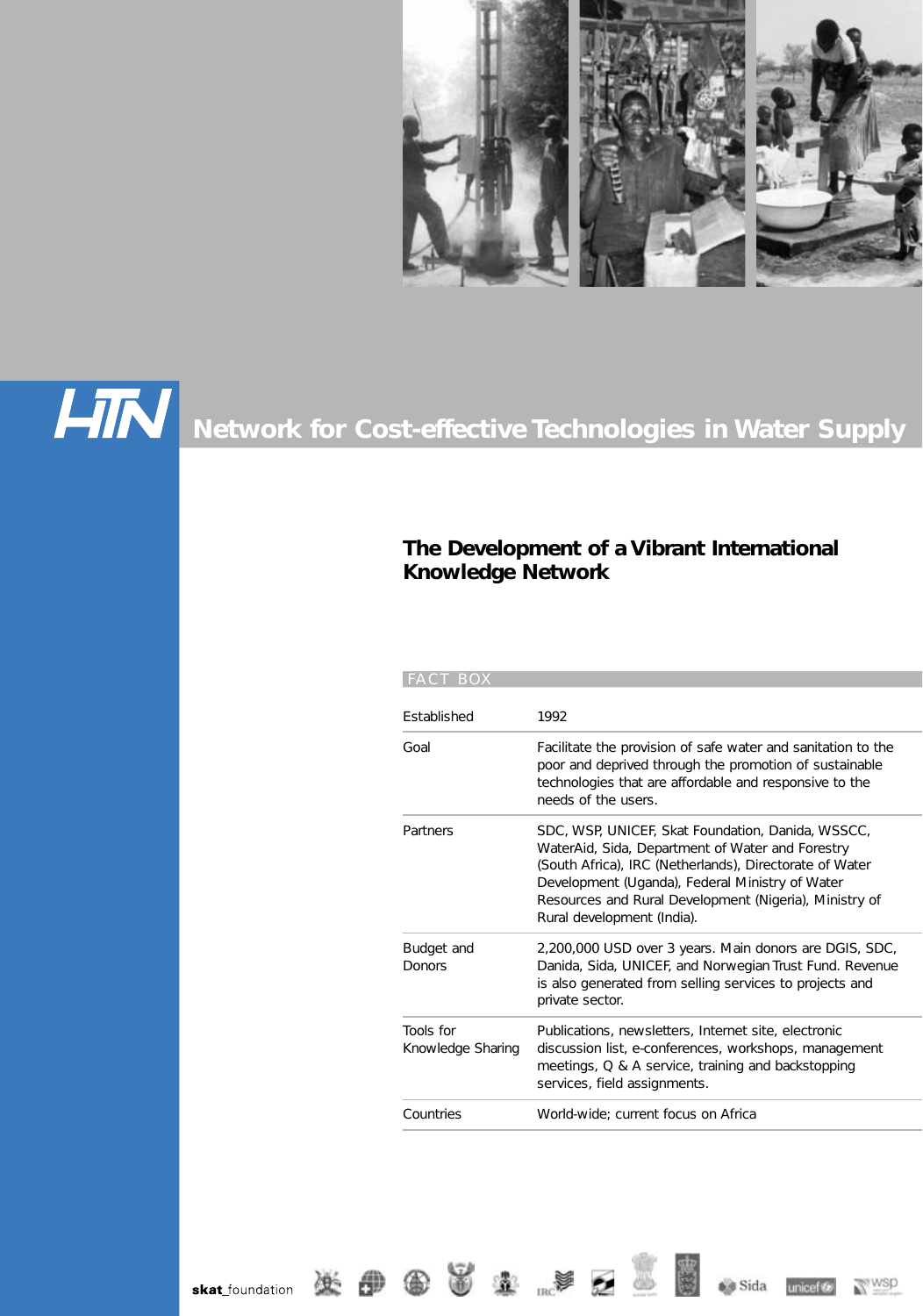# HTN Network for Cost-effective Technologies in Water Supply

## The Development of a Vibrant International Knowledge Network

FACT BOX

| | |
|---|---|
| Established | 1992 |
| Goal | Facilitate the provision of safe water and sanitation to the poor and deprived through the promotion of sustainable technologies that are affordable and responsive to the needs of the users. |
| Partners | SDC, WSP, UNICEF, Skat Foundation, Danida, WSSCC, WaterAid, Sida, Department of Water and Forestry (South Africa), IRC (Netherlands), Directorate of Water Development (Uganda), Federal Ministry of Water Resources and Rural Development (Nigeria), Ministry of Rural development (India). |
| Budget and Donors | 2,200,000 USD over 3 years. Main donors are DGIS, SDC, Danida, Sida, UNICEF, and Norwegian Trust Fund. Revenue is also generated from selling services to projects and private sector. |
| Tools for Knowledge Sharing | Publications, newsletters, Internet site, electronic discussion list, e-conferences, workshops, management meetings, Q & A service, training and backstopping services, field assignments. |
| Countries | World-wide; current focus on Africa |

skat_foundation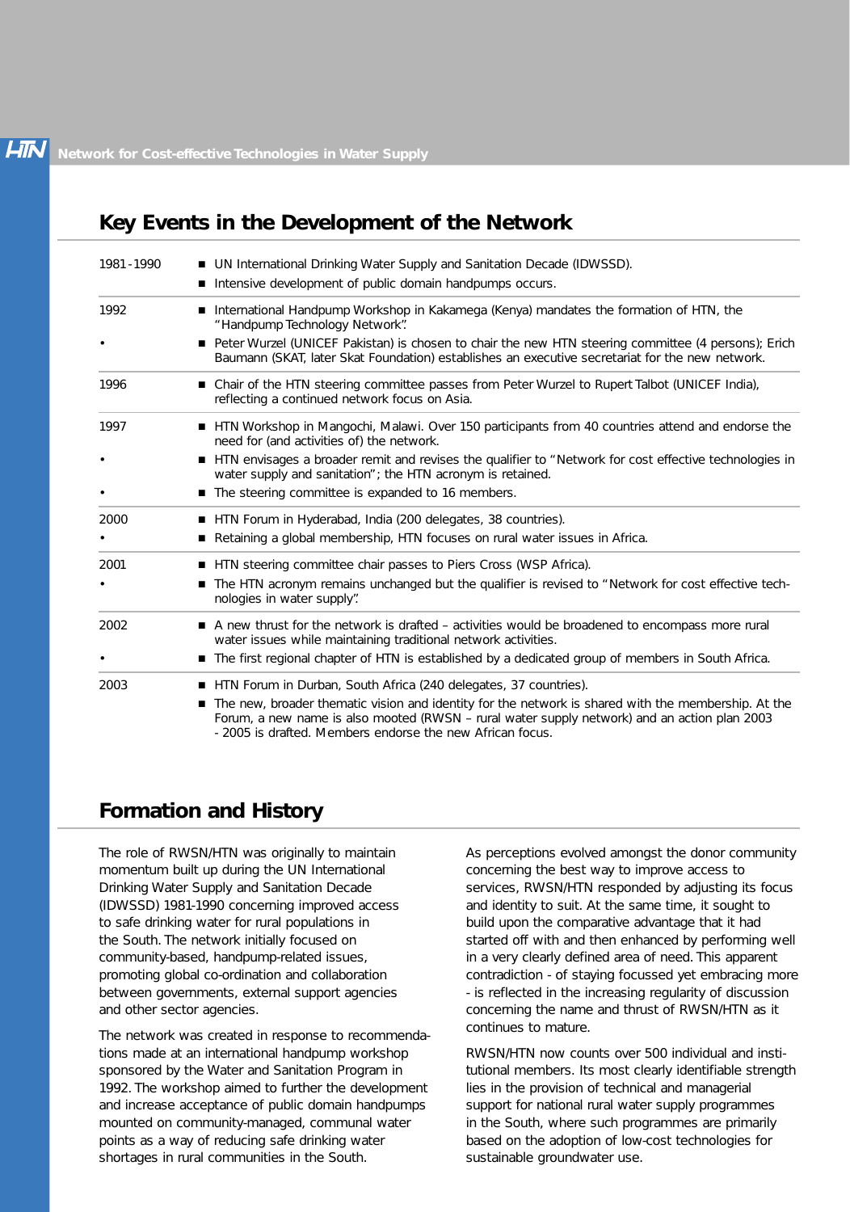## Key Events in the Development of the Network

| | |
|---|---|
| 1981 - 1990 | ■ UN International Drinking Water Supply and Sanitation Decade (IDWSSD).<br>■ Intensive development of public domain handpumps occurs. |
| 1992 | ■ International Handpump Workshop in Kakamega (Kenya) mandates the formation of HTN, the "Handpump Technology Network".<br>■ Peter Wurzel (UNICEF Pakistan) is chosen to chair the new HTN steering committee (4 persons); Erich Baumann (SKAT, later Skat Foundation) establishes an executive secretariat for the new network. |
| 1996 | ■ Chair of the HTN steering committee passes from Peter Wurzel to Rupert Talbot (UNICEF India), reflecting a continued network focus on Asia. |
| 1997 | ■ HTN Workshop in Mangochi, Malawi. Over 150 participants from 40 countries attend and endorse the need for (and activities of) the network.<br>■ HTN envisages a broader remit and revises the qualifier to "Network for cost effective technologies in water supply and sanitation"; the HTN acronym is retained.<br>■ The steering committee is expanded to 16 members. |
| 2000 | ■ HTN Forum in Hyderabad, India (200 delegates, 38 countries).<br>■ Retaining a global membership, HTN focuses on rural water issues in Africa. |
| 2001 | ■ HTN steering committee chair passes to Piers Cross (WSP Africa).<br>■ The HTN acronym remains unchanged but the qualifier is revised to "Network for cost effective technologies in water supply". |
| 2002 | ■ A new thrust for the network is drafted – activities would be broadened to encompass more rural water issues while maintaining traditional network activities.<br>■ The first regional chapter of HTN is established by a dedicated group of members in South Africa. |
| 2003 | ■ HTN Forum in Durban, South Africa (240 delegates, 37 countries).<br>■ The new, broader thematic vision and identity for the network is shared with the membership. At the Forum, a new name is also mooted (RWSN – rural water supply network) and an action plan 2003 - 2005 is drafted. Members endorse the new African focus. |

## Formation and History

The role of RWSN/HTN was originally to maintain momentum built up during the UN International Drinking Water Supply and Sanitation Decade (IDWSSD) 1981-1990 concerning improved access to safe drinking water for rural populations in the South. The network initially focused on community-based, handpump-related issues, promoting global co-ordination and collaboration between governments, external support agencies and other sector agencies.

The network was created in response to recommendations made at an international handpump workshop sponsored by the Water and Sanitation Program in 1992. The workshop aimed to further the development and increase acceptance of public domain handpumps mounted on community-managed, communal water points as a way of reducing safe drinking water shortages in rural communities in the South.

As perceptions evolved amongst the donor community concerning the best way to improve access to services, RWSN/HTN responded by adjusting its focus and identity to suit. At the same time, it sought to build upon the comparative advantage that it had started off with and then enhanced by performing well in a very clearly defined area of need. This apparent contradiction - of staying focussed yet embracing more - is reflected in the increasing regularity of discussion concerning the name and thrust of RWSN/HTN as it continues to mature.

RWSN/HTN now counts over 500 individual and institutional members. Its most clearly identifiable strength lies in the provision of technical and managerial support for national rural water supply programmes in the South, where such programmes are primarily based on the adoption of low-cost technologies for sustainable groundwater use.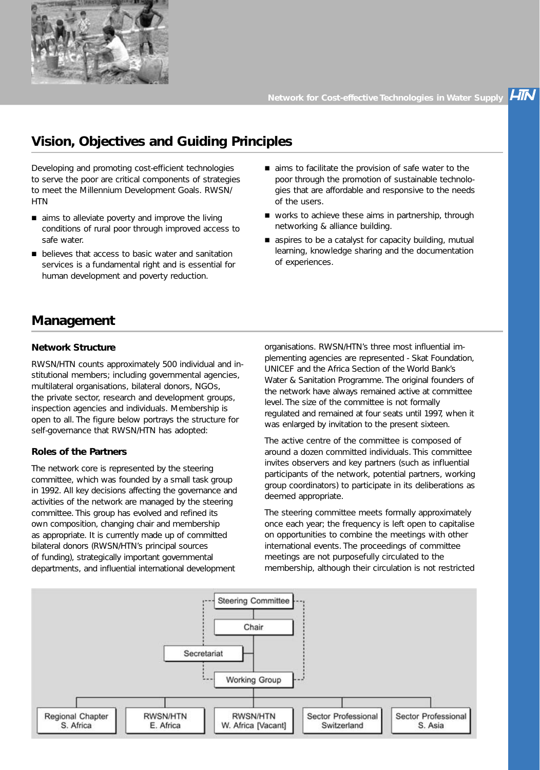## Vision, Objectives and Guiding Principles

Developing and promoting cost-efficient technologies to serve the poor are critical components of strategies to meet the Millennium Development Goals. RWSN/HTN

- aims to alleviate poverty and improve the living conditions of rural poor through improved access to safe water.
- believes that access to basic water and sanitation services is a fundamental right and is essential for human development and poverty reduction.
- aims to facilitate the provision of safe water to the poor through the promotion of sustainable technologies that are affordable and responsive to the needs of the users.
- works to achieve these aims in partnership, through networking & alliance building.
- aspires to be a catalyst for capacity building, mutual learning, knowledge sharing and the documentation of experiences.

## Management

### Network Structure

RWSN/HTN counts approximately 500 individual and institutional members; including governmental agencies, multilateral organisations, bilateral donors, NGOs, the private sector, research and development groups, inspection agencies and individuals. Membership is open to all. The figure below portrays the structure for self-governance that RWSN/HTN has adopted:

### Roles of the Partners

The network core is represented by the steering committee, which was founded by a small task group in 1992. All key decisions affecting the governance and activities of the network are managed by the steering committee. This group has evolved and refined its own composition, changing chair and membership as appropriate. It is currently made up of committed bilateral donors (RWSN/HTN's principal sources of funding), strategically important governmental departments, and influential international development organisations. RWSN/HTN's three most influential implementing agencies are represented - Skat Foundation, UNICEF and the Africa Section of the World Bank's Water & Sanitation Programme. The original founders of the network have always remained active at committee level. The size of the committee is not formally regulated and remained at four seats until 1997, when it was enlarged by invitation to the present sixteen.

The active centre of the committee is composed of around a dozen committed individuals. This committee invites observers and key partners (such as influential participants of the network, potential partners, working group coordinators) to participate in its deliberations as deemed appropriate.

The steering committee meets formally approximately once each year; the frequency is left open to capitalise on opportunities to combine the meetings with other international events. The proceedings of committee meetings are not purposefully circulated to the membership, although their circulation is not restricted

Steering Committee
Chair
Secretariat
Working Group

Regional Chapter S. Africa | RWSN/HTN E. Africa | RWSN/HTN W. Africa [Vacant] | Sector Professional Switzerland | Sector Professional S. Asia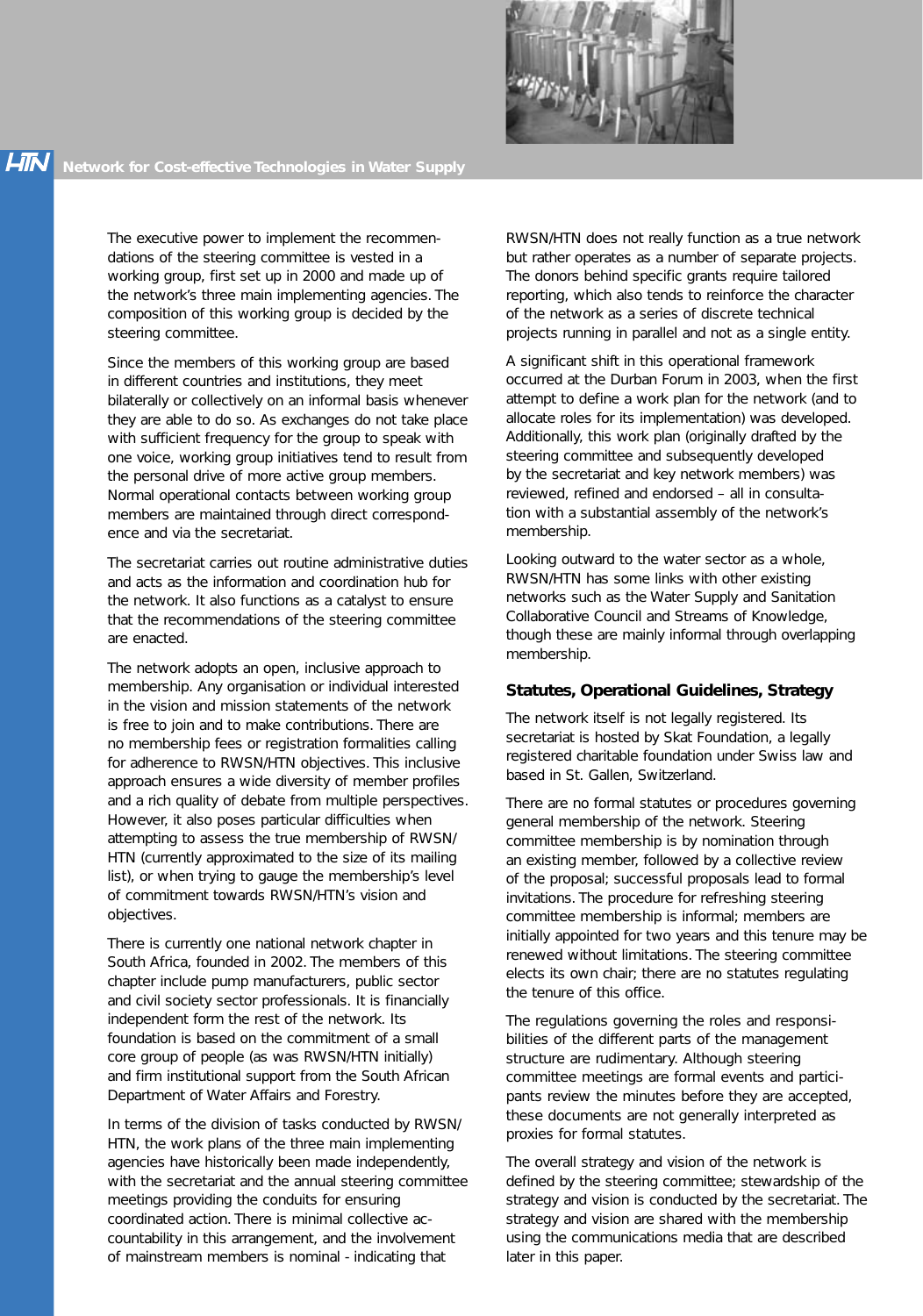The executive power to implement the recommendations of the steering committee is vested in a working group, first set up in 2000 and made up of the network's three main implementing agencies. The composition of this working group is decided by the steering committee.

Since the members of this working group are based in different countries and institutions, they meet bilaterally or collectively on an informal basis whenever they are able to do so. As exchanges do not take place with sufficient frequency for the group to speak with one voice, working group initiatives tend to result from the personal drive of more active group members. Normal operational contacts between working group members are maintained through direct correspondence and via the secretariat.

The secretariat carries out routine administrative duties and acts as the information and coordination hub for the network. It also functions as a catalyst to ensure that the recommendations of the steering committee are enacted.

The network adopts an open, inclusive approach to membership. Any organisation or individual interested in the vision and mission statements of the network is free to join and to make contributions. There are no membership fees or registration formalities calling for adherence to RWSN/HTN objectives. This inclusive approach ensures a wide diversity of member profiles and a rich quality of debate from multiple perspectives. However, it also poses particular difficulties when attempting to assess the true membership of RWSN/HTN (currently approximated to the size of its mailing list), or when trying to gauge the membership's level of commitment towards RWSN/HTN's vision and objectives.

There is currently one national network chapter in South Africa, founded in 2002. The members of this chapter include pump manufacturers, public sector and civil society sector professionals. It is financially independent form the rest of the network. Its foundation is based on the commitment of a small core group of people (as was RWSN/HTN initially) and firm institutional support from the South African Department of Water Affairs and Forestry.

In terms of the division of tasks conducted by RWSN/HTN, the work plans of the three main implementing agencies have historically been made independently, with the secretariat and the annual steering committee meetings providing the conduits for ensuring coordinated action. There is minimal collective accountability in this arrangement, and the involvement of mainstream members is nominal - indicating that RWSN/HTN does not really function as a true network but rather operates as a number of separate projects. The donors behind specific grants require tailored reporting, which also tends to reinforce the character of the network as a series of discrete technical projects running in parallel and not as a single entity.

A significant shift in this operational framework occurred at the Durban Forum in 2003, when the first attempt to define a work plan for the network (and to allocate roles for its implementation) was developed. Additionally, this work plan (originally drafted by the steering committee and subsequently developed by the secretariat and key network members) was reviewed, refined and endorsed – all in consultation with a substantial assembly of the network's membership.

Looking outward to the water sector as a whole, RWSN/HTN has some links with other existing networks such as the Water Supply and Sanitation Collaborative Council and Streams of Knowledge, though these are mainly informal through overlapping membership.

### Statutes, Operational Guidelines, Strategy

The network itself is not legally registered. Its secretariat is hosted by Skat Foundation, a legally registered charitable foundation under Swiss law and based in St. Gallen, Switzerland.

There are no formal statutes or procedures governing general membership of the network. Steering committee membership is by nomination through an existing member, followed by a collective review of the proposal; successful proposals lead to formal invitations. The procedure for refreshing steering committee membership is informal; members are initially appointed for two years and this tenure may be renewed without limitations. The steering committee elects its own chair; there are no statutes regulating the tenure of this office.

The regulations governing the roles and responsibilities of the different parts of the management structure are rudimentary. Although steering committee meetings are formal events and participants review the minutes before they are accepted, these documents are not generally interpreted as proxies for formal statutes.

The overall strategy and vision of the network is defined by the steering committee; stewardship of the strategy and vision is conducted by the secretariat. The strategy and vision are shared with the membership using the communications media that are described later in this paper.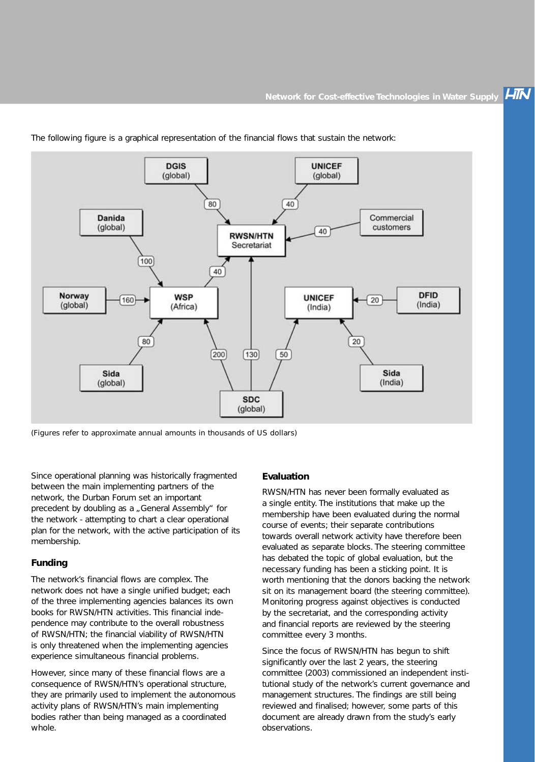The following figure is a graphical representation of the financial flows that sustain the network:

(Figures refer to approximate annual amounts in thousands of US dollars)

Since operational planning was historically fragmented between the main implementing partners of the network, the Durban Forum set an important precedent by doubling as a „General Assembly" for the network - attempting to chart a clear operational plan for the network, with the active participation of its membership.

### Funding

The network's financial flows are complex. The network does not have a single unified budget; each of the three implementing agencies balances its own books for RWSN/HTN activities. This financial independence may contribute to the overall robustness of RWSN/HTN; the financial viability of RWSN/HTN is only threatened when the implementing agencies experience simultaneous financial problems.

However, since many of these financial flows are a consequence of RWSN/HTN's operational structure, they are primarily used to implement the autonomous activity plans of RWSN/HTN's main implementing bodies rather than being managed as a coordinated whole.

### Evaluation

RWSN/HTN has never been formally evaluated as a single entity. The institutions that make up the membership have been evaluated during the normal course of events; their separate contributions towards overall network activity have therefore been evaluated as separate blocks. The steering committee has debated the topic of global evaluation, but the necessary funding has been a sticking point. It is worth mentioning that the donors backing the network sit on its management board (the steering committee). Monitoring progress against objectives is conducted by the secretariat, and the corresponding activity and financial reports are reviewed by the steering committee every 3 months.

Since the focus of RWSN/HTN has begun to shift significantly over the last 2 years, the steering committee (2003) commissioned an independent institutional study of the network's current governance and management structures. The findings are still being reviewed and finalised; however, some parts of this document are already drawn from the study's early observations.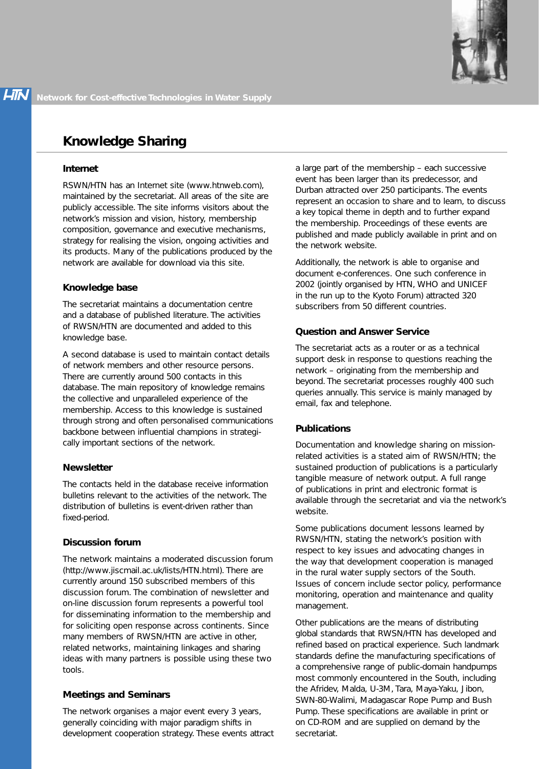# Knowledge Sharing

### Internet

RSWN/HTN has an Internet site (www.htnweb.com), maintained by the secretariat. All areas of the site are publicly accessible. The site informs visitors about the network's mission and vision, history, membership composition, governance and executive mechanisms, strategy for realising the vision, ongoing activities and its products. Many of the publications produced by the network are available for download via this site.

### Knowledge base

The secretariat maintains a documentation centre and a database of published literature. The activities of RWSN/HTN are documented and added to this knowledge base.

A second database is used to maintain contact details of network members and other resource persons. There are currently around 500 contacts in this database. The main repository of knowledge remains the collective and unparalleled experience of the membership. Access to this knowledge is sustained through strong and often personalised communications backbone between influential champions in strategically important sections of the network.

### Newsletter

The contacts held in the database receive information bulletins relevant to the activities of the network. The distribution of bulletins is event-driven rather than fixed-period.

### Discussion forum

The network maintains a moderated discussion forum (http://www.jiscmail.ac.uk/lists/HTN.html). There are currently around 150 subscribed members of this discussion forum. The combination of newsletter and on-line discussion forum represents a powerful tool for disseminating information to the membership and for soliciting open response across continents. Since many members of RWSN/HTN are active in other, related networks, maintaining linkages and sharing ideas with many partners is possible using these two tools.

### Meetings and Seminars

The network organises a major event every 3 years, generally coinciding with major paradigm shifts in development cooperation strategy. These events attract a large part of the membership – each successive event has been larger than its predecessor, and Durban attracted over 250 participants. The events represent an occasion to share and to learn, to discuss a key topical theme in depth and to further expand the membership. Proceedings of these events are published and made publicly available in print and on the network website.

Additionally, the network is able to organise and document e-conferences. One such conference in 2002 (jointly organised by HTN, WHO and UNICEF in the run up to the Kyoto Forum) attracted 320 subscribers from 50 different countries.

### Question and Answer Service

The secretariat acts as a router or as a technical support desk in response to questions reaching the network – originating from the membership and beyond. The secretariat processes roughly 400 such queries annually. This service is mainly managed by email, fax and telephone.

### Publications

Documentation and knowledge sharing on mission-related activities is a stated aim of RWSN/HTN; the sustained production of publications is a particularly tangible measure of network output. A full range of publications in print and electronic format is available through the secretariat and via the network's website.

Some publications document lessons learned by RWSN/HTN, stating the network's position with respect to key issues and advocating changes in the way that development cooperation is managed in the rural water supply sectors of the South. Issues of concern include sector policy, performance monitoring, operation and maintenance and quality management.

Other publications are the means of distributing global standards that RWSN/HTN has developed and refined based on practical experience. Such landmark standards define the manufacturing specifications of a comprehensive range of public-domain handpumps most commonly encountered in the South, including the Afridev, Malda, U-3M, Tara, Maya-Yaku, Jibon, SWN-80-Walimi, Madagascar Rope Pump and Bush Pump. These specifications are available in print or on CD-ROM and are supplied on demand by the secretariat.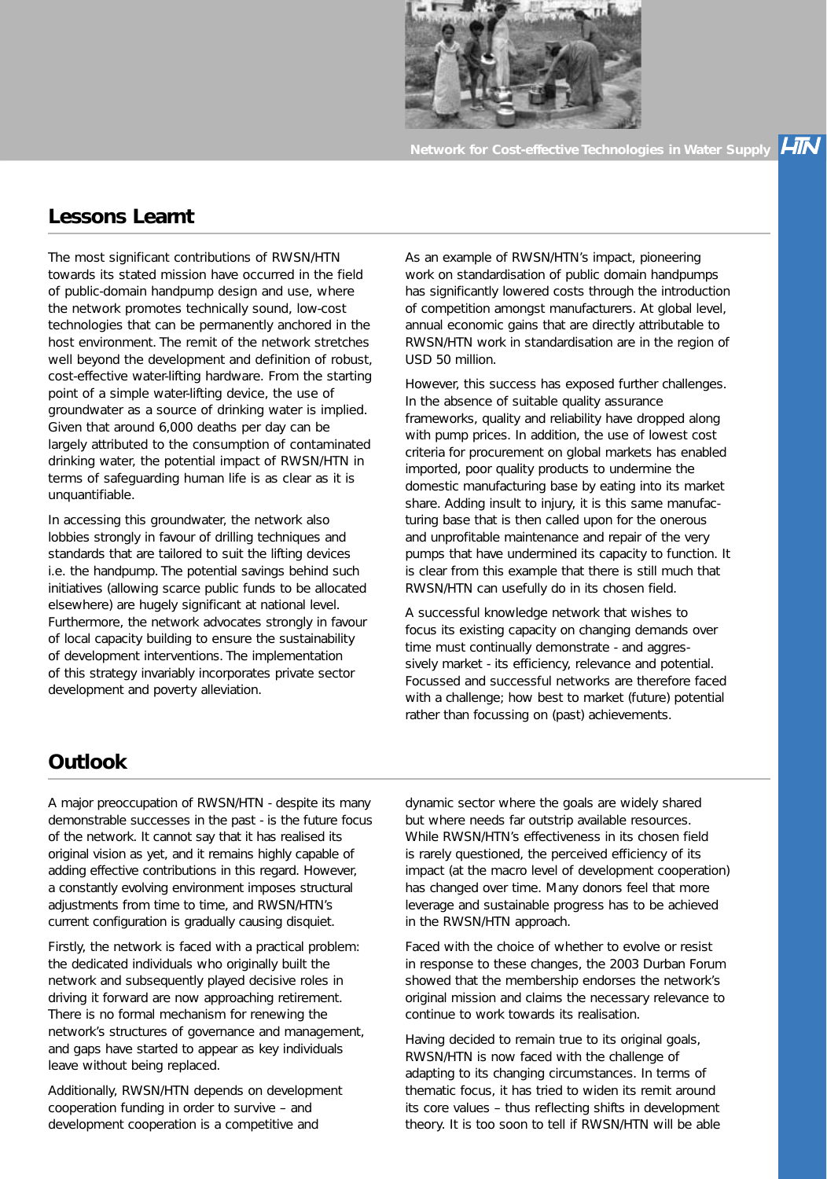## Lessons Learnt

The most significant contributions of RWSN/HTN towards its stated mission have occurred in the field of public-domain handpump design and use, where the network promotes technically sound, low-cost technologies that can be permanently anchored in the host environment. The remit of the network stretches well beyond the development and definition of robust, cost-effective water-lifting hardware. From the starting point of a simple water-lifting device, the use of groundwater as a source of drinking water is implied. Given that around 6,000 deaths per day can be largely attributed to the consumption of contaminated drinking water, the potential impact of RWSN/HTN in terms of safeguarding human life is as clear as it is unquantifiable.

In accessing this groundwater, the network also lobbies strongly in favour of drilling techniques and standards that are tailored to suit the lifting devices i.e. the handpump. The potential savings behind such initiatives (allowing scarce public funds to be allocated elsewhere) are hugely significant at national level. Furthermore, the network advocates strongly in favour of local capacity building to ensure the sustainability of development interventions. The implementation of this strategy invariably incorporates private sector development and poverty alleviation.

As an example of RWSN/HTN's impact, pioneering work on standardisation of public domain handpumps has significantly lowered costs through the introduction of competition amongst manufacturers. At global level, annual economic gains that are directly attributable to RWSN/HTN work in standardisation are in the region of USD 50 million.

However, this success has exposed further challenges. In the absence of suitable quality assurance frameworks, quality and reliability have dropped along with pump prices. In addition, the use of lowest cost criteria for procurement on global markets has enabled imported, poor quality products to undermine the domestic manufacturing base by eating into its market share. Adding insult to injury, it is this same manufacturing base that is then called upon for the onerous and unprofitable maintenance and repair of the very pumps that have undermined its capacity to function. It is clear from this example that there is still much that RWSN/HTN can usefully do in its chosen field.

A successful knowledge network that wishes to focus its existing capacity on changing demands over time must continually demonstrate - and aggressively market - its efficiency, relevance and potential. Focussed and successful networks are therefore faced with a challenge; how best to market (future) potential rather than focussing on (past) achievements.

## Outlook

A major preoccupation of RWSN/HTN - despite its many demonstrable successes in the past - is the future focus of the network. It cannot say that it has realised its original vision as yet, and it remains highly capable of adding effective contributions in this regard. However, a constantly evolving environment imposes structural adjustments from time to time, and RWSN/HTN's current configuration is gradually causing disquiet.

Firstly, the network is faced with a practical problem: the dedicated individuals who originally built the network and subsequently played decisive roles in driving it forward are now approaching retirement. There is no formal mechanism for renewing the network's structures of governance and management, and gaps have started to appear as key individuals leave without being replaced.

Additionally, RWSN/HTN depends on development cooperation funding in order to survive – and development cooperation is a competitive and dynamic sector where the goals are widely shared but where needs far outstrip available resources. While RWSN/HTN's effectiveness in its chosen field is rarely questioned, the perceived efficiency of its impact (at the macro level of development cooperation) has changed over time. Many donors feel that more leverage and sustainable progress has to be achieved in the RWSN/HTN approach.

Faced with the choice of whether to evolve or resist in response to these changes, the 2003 Durban Forum showed that the membership endorses the network's original mission and claims the necessary relevance to continue to work towards its realisation.

Having decided to remain true to its original goals, RWSN/HTN is now faced with the challenge of adapting to its changing circumstances. In terms of thematic focus, it has tried to widen its remit around its core values – thus reflecting shifts in development theory. It is too soon to tell if RWSN/HTN will be able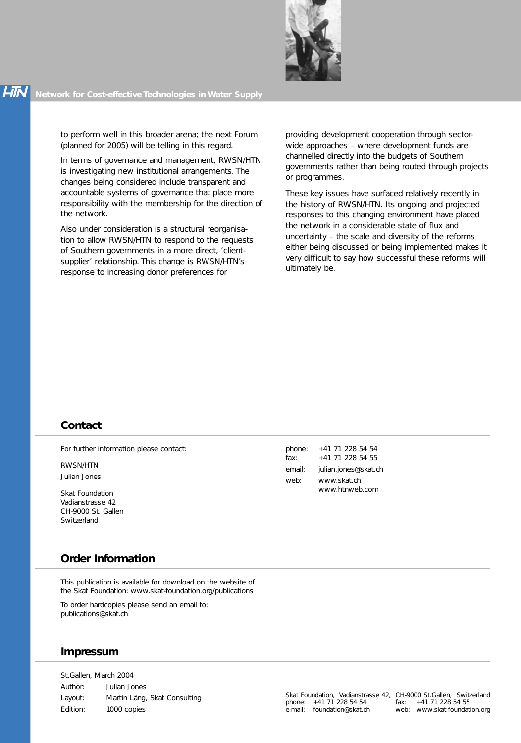to perform well in this broader arena; the next Forum (planned for 2005) will be telling in this regard.

In terms of governance and management, RWSN/HTN is investigating new institutional arrangements. The changes being considered include transparent and accountable systems of governance that place more responsibility with the membership for the direction of the network.

Also under consideration is a structural reorganisation to allow RWSN/HTN to respond to the requests of Southern governments in a more direct, 'client-supplier' relationship. This change is RWSN/HTN's response to increasing donor preferences for providing development cooperation through sector-wide approaches – where development funds are channelled directly into the budgets of Southern governments rather than being routed through projects or programmes.

These key issues have surfaced relatively recently in the history of RWSN/HTN. Its ongoing and projected responses to this changing environment have placed the network in a considerable state of flux and uncertainty – the scale and diversity of the reforms either being discussed or being implemented makes it very difficult to say how successful these reforms will ultimately be.

## Contact

For further information please contact:

RWSN/HTN

Julian Jones

Skat Foundation
Vadianstrasse 42
CH-9000 St. Gallen
Switzerland

phone: +41 71 228 54 54
fax: +41 71 228 54 55
email: julian.jones@skat.ch
web: www.skat.ch
www.htnweb.com

## Order Information

This publication is available for download on the website of the Skat Foundation: www.skat-foundation.org/publications

To order hardcopies please send an email to: publications@skat.ch

## Impressum

St.Gallen, March 2004

| | |
|---|---|
| Author: | Julian Jones |
| Layout: | Martin Läng, Skat Consulting |
| Edition: | 1000 copies |

Skat Foundation, Vadianstrasse 42, CH-9000 St.Gallen, Switzerland
phone: +41 71 228 54 54 fax: +41 71 228 54 55
e-mail: foundation@skat.ch web: www.skat-foundation.org